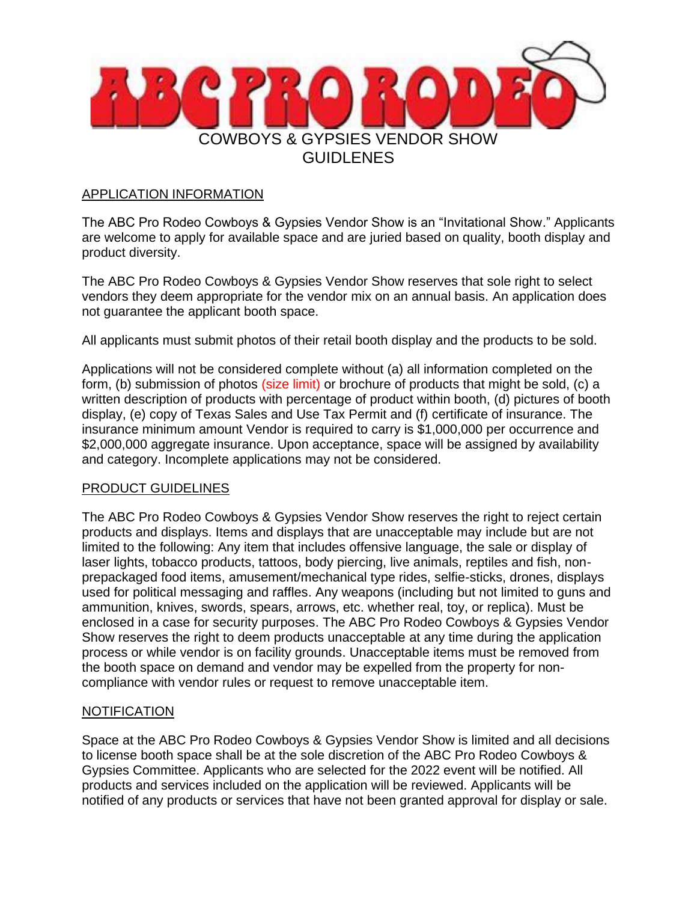# ABC PRO RODEO

## COWBOYS & GYPSIES VENDOR SHOW GUIDLENES

### APPLICATION INFORMATION

The ABC Pro Rodeo Cowboys & Gypsies Vendor Show is an "Invitational Show." Applicants are welcome to apply for available space and are juried based on quality, booth display and product diversity.

The ABC Pro Rodeo Cowboys & Gypsies Vendor Show reserves that sole right to select vendors they deem appropriate for the vendor mix on an annual basis. An application does not guarantee the applicant booth space.

All applicants must submit photos of their retail booth display and the products to be sold.

Applications will not be considered complete without (a) all information completed on the form, (b) submission of photos (size limit) or brochure of products that might be sold, (c) a written description of products with percentage of product within booth, (d) pictures of booth display, (e) copy of Texas Sales and Use Tax Permit and (f) certificate of insurance. The insurance minimum amount Vendor is required to carry is $1,000,000 per occurrence and $2,000,000 aggregate insurance. Upon acceptance, space will be assigned by availability and category. Incomplete applications may not be considered.

### PRODUCT GUIDELINES

The ABC Pro Rodeo Cowboys & Gypsies Vendor Show reserves the right to reject certain products and displays. Items and displays that are unacceptable may include but are not limited to the following: Any item that includes offensive language, the sale or display of laser lights, tobacco products, tattoos, body piercing, live animals, reptiles and fish, non-prepackaged food items, amusement/mechanical type rides, selfie-sticks, drones, displays used for political messaging and raffles. Any weapons (including but not limited to guns and ammunition, knives, swords, spears, arrows, etc. whether real, toy, or replica). Must be enclosed in a case for security purposes. The ABC Pro Rodeo Cowboys & Gypsies Vendor Show reserves the right to deem products unacceptable at any time during the application process or while vendor is on facility grounds. Unacceptable items must be removed from the booth space on demand and vendor may be expelled from the property for non-compliance with vendor rules or request to remove unacceptable item.

### NOTIFICATION

Space at the ABC Pro Rodeo Cowboys & Gypsies Vendor Show is limited and all decisions to license booth space shall be at the sole discretion of the ABC Pro Rodeo Cowboys & Gypsies Committee. Applicants who are selected for the 2022 event will be notified. All products and services included on the application will be reviewed. Applicants will be notified of any products or services that have not been granted approval for display or sale.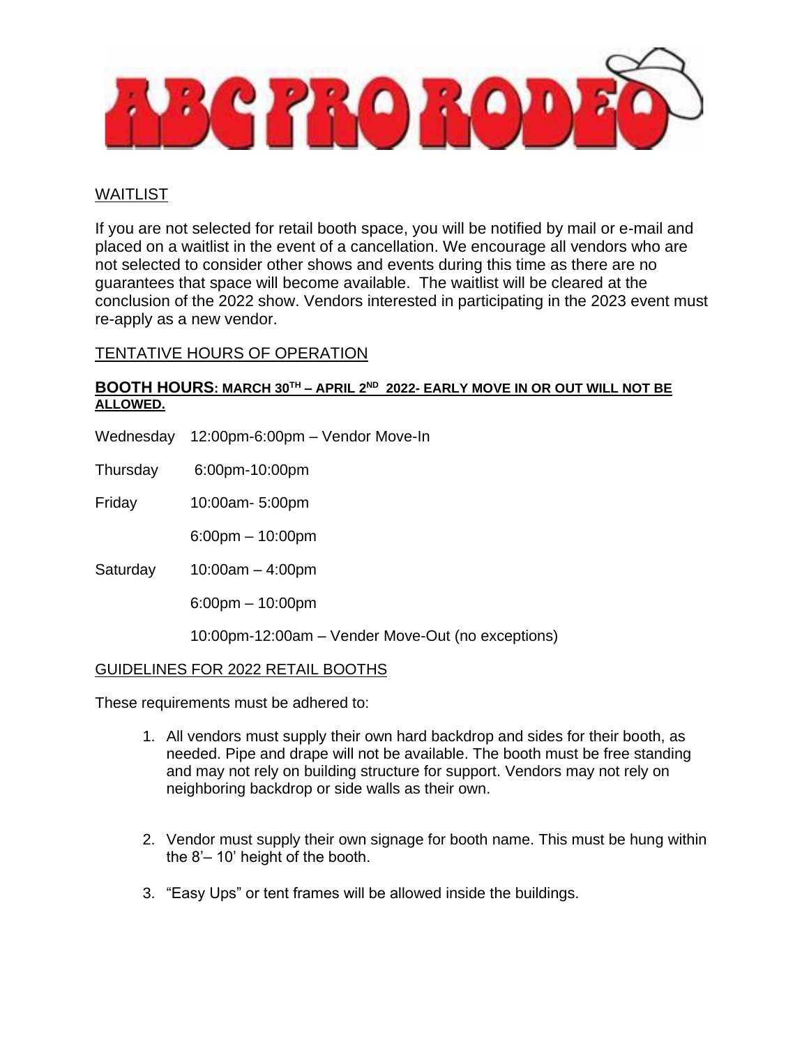# ABC PRO RODEO

## WAITLIST

If you are not selected for retail booth space, you will be notified by mail or e-mail and placed on a waitlist in the event of a cancellation. We encourage all vendors who are not selected to consider other shows and events during this time as there are no guarantees that space will become available. The waitlist will be cleared at the conclusion of the 2022 show. Vendors interested in participating in the 2023 event must re-apply as a new vendor.

## TENTATIVE HOURS OF OPERATION

**BOOTH HOURS: MARCH 30TH – APRIL 2ND 2022- EARLY MOVE IN OR OUT WILL NOT BE ALLOWED.**

| | |
|---|---|
| Wednesday | 12:00pm-6:00pm – Vendor Move-In |
| Thursday | 6:00pm-10:00pm |
| Friday | 10:00am- 5:00pm |
| | 6:00pm – 10:00pm |
| Saturday | 10:00am – 4:00pm |
| | 6:00pm – 10:00pm |
| | 10:00pm-12:00am – Vender Move-Out (no exceptions) |

## GUIDELINES FOR 2022 RETAIL BOOTHS

These requirements must be adhered to:

1. All vendors must supply their own hard backdrop and sides for their booth, as needed. Pipe and drape will not be available. The booth must be free standing and may not rely on building structure for support. Vendors may not rely on neighboring backdrop or side walls as their own.
2. Vendor must supply their own signage for booth name. This must be hung within the 8'– 10' height of the booth.
3. "Easy Ups" or tent frames will be allowed inside the buildings.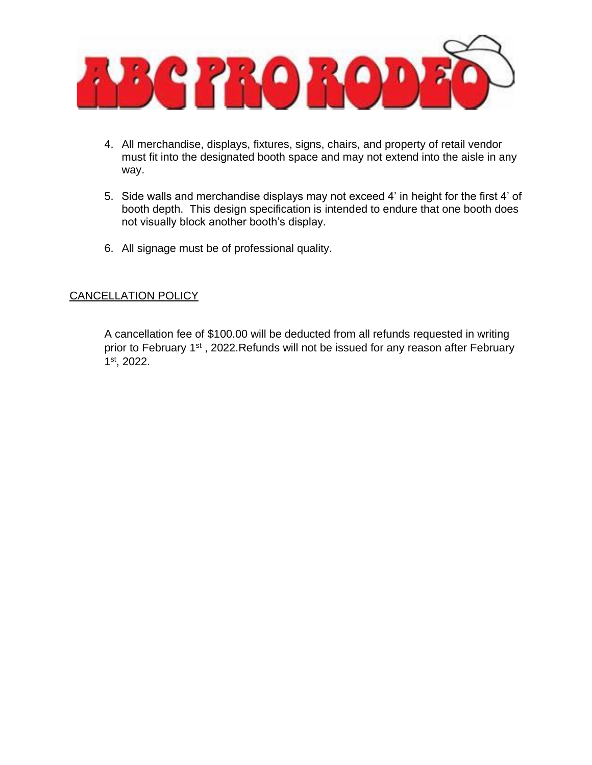4. All merchandise, displays, fixtures, signs, chairs, and property of retail vendor must fit into the designated booth space and may not extend into the aisle in any way.

5. Side walls and merchandise displays may not exceed 4' in height for the first 4' of booth depth. This design specification is intended to endure that one booth does not visually block another booth's display.

6. All signage must be of professional quality.

## CANCELLATION POLICY

A cancellation fee of $100.00 will be deducted from all refunds requested in writing prior to February 1st , 2022.Refunds will not be issued for any reason after February 1st, 2022.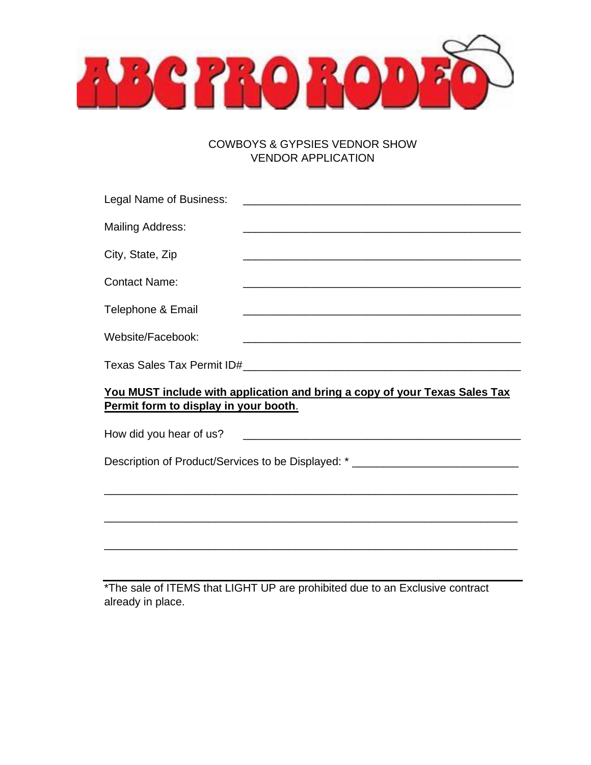# ABC PRO RODEO

COWBOYS & GYPSIES VEDNOR SHOW
VENDOR APPLICATION

Legal Name of Business: ______________________________________________

Mailing Address: ______________________________________________

City, State, Zip ______________________________________________

Contact Name: ______________________________________________

Telephone & Email ______________________________________________

Website/Facebook: ______________________________________________

Texas Sales Tax Permit ID#______________________________________________

**<u>You MUST include with application and bring a copy of your Texas Sales Tax Permit form to display in your booth</u>**.

How did you hear of us? ______________________________________________

Description of Product/Services to be Displayed: * ___________________________

_____________________________________________________________________

_____________________________________________________________________

_____________________________________________________________________

*The sale of ITEMS that LIGHT UP are prohibited due to an Exclusive contract already in place.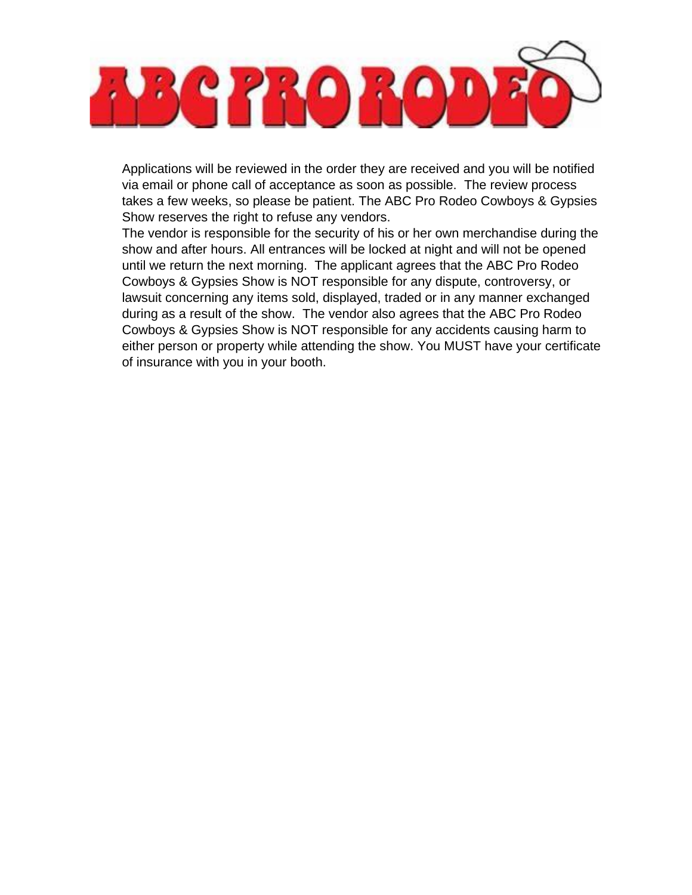# ABC PRO RODEO

Applications will be reviewed in the order they are received and you will be notified via email or phone call of acceptance as soon as possible. The review process takes a few weeks, so please be patient. The ABC Pro Rodeo Cowboys & Gypsies Show reserves the right to refuse any vendors.

The vendor is responsible for the security of his or her own merchandise during the show and after hours. All entrances will be locked at night and will not be opened until we return the next morning. The applicant agrees that the ABC Pro Rodeo Cowboys & Gypsies Show is NOT responsible for any dispute, controversy, or lawsuit concerning any items sold, displayed, traded or in any manner exchanged during as a result of the show. The vendor also agrees that the ABC Pro Rodeo Cowboys & Gypsies Show is NOT responsible for any accidents causing harm to either person or property while attending the show. You MUST have your certificate of insurance with you in your booth.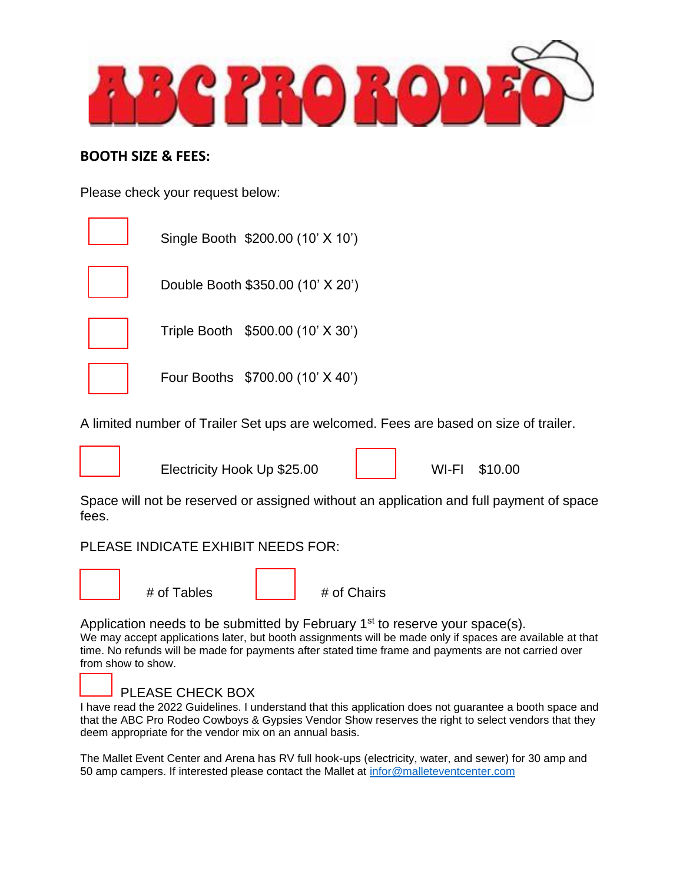# ABC PRO RODEO

**BOOTH SIZE & FEES:**

Please check your request below:

☐ Single Booth $200.00 (10' X 10')

☐ Double Booth $350.00 (10' X 20')

☐ Triple Booth $500.00 (10' X 30')

☐ Four Booths $700.00 (10' X 40')

A limited number of Trailer Set ups are welcomed. Fees are based on size of trailer.

☐ Electricity Hook Up $25.00 ☐ WI-FI $10.00

Space will not be reserved or assigned without an application and full payment of space fees.

PLEASE INDICATE EXHIBIT NEEDS FOR:

☐ # of Tables ☐ # of Chairs

Application needs to be submitted by February 1st to reserve your space(s).
We may accept applications later, but booth assignments will be made only if spaces are available at that time. No refunds will be made for payments after stated time frame and payments are not carried over from show to show.

☐ PLEASE CHECK BOX
I have read the 2022 Guidelines. I understand that this application does not guarantee a booth space and that the ABC Pro Rodeo Cowboys & Gypsies Vendor Show reserves the right to select vendors that they deem appropriate for the vendor mix on an annual basis.

The Mallet Event Center and Arena has RV full hook-ups (electricity, water, and sewer) for 30 amp and 50 amp campers. If interested please contact the Mallet at infor@malleteventcenter.com